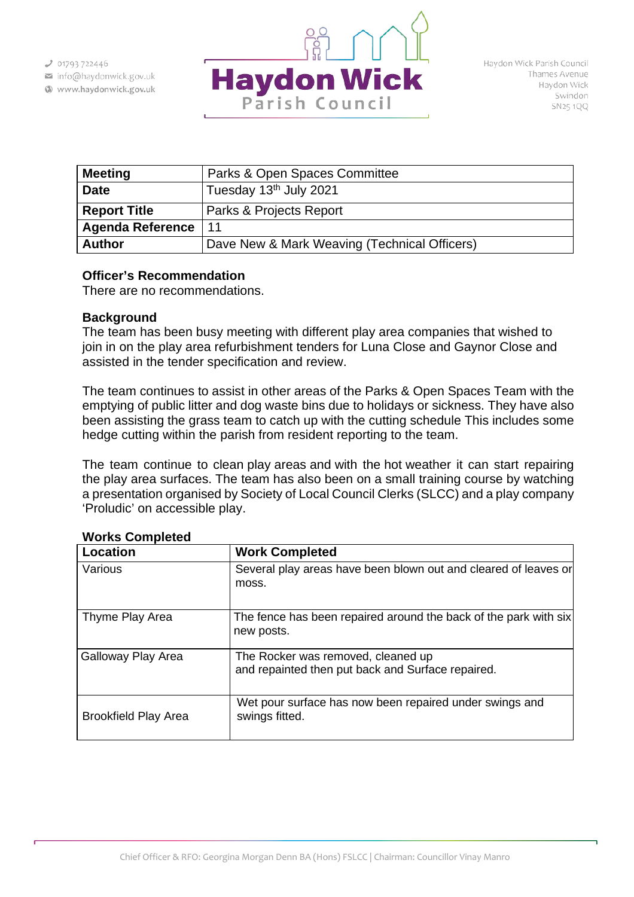01793 722446
info@haydonwick.gov.uk
www.haydonwick.gov.uk

**Haydon Wick**
Parish Council

Haydon Wick Parish Council
Thames Avenue
Haydon Wick
Swindon
SN25 1QQ

| **Meeting** | Parks & Open Spaces Committee |
| --- | --- |
| **Date** | Tuesday 13th July 2021 |
| **Report Title** | Parks & Projects Report |
| **Agenda Reference** | 11 |
| **Author** | Dave New & Mark Weaving (Technical Officers) |

**Officer's Recommendation**
There are no recommendations.

**Background**
The team has been busy meeting with different play area companies that wished to join in on the play area refurbishment tenders for Luna Close and Gaynor Close and assisted in the tender specification and review.

The team continues to assist in other areas of the Parks & Open Spaces Team with the emptying of public litter and dog waste bins due to holidays or sickness. They have also been assisting the grass team to catch up with the cutting schedule This includes some hedge cutting within the parish from resident reporting to the team.

The team continue to clean play areas and with the hot weather it can start repairing the play area surfaces. The team has also been on a small training course by watching a presentation organised by Society of Local Council Clerks (SLCC) and a play company 'Proludic' on accessible play.

**Works Completed**

| **Location** | **Work Completed** |
| --- | --- |
| Various | Several play areas have been blown out and cleared of leaves or moss. |
| Thyme Play Area | The fence has been repaired around the back of the park with six new posts. |
| Galloway Play Area | The Rocker was removed, cleaned up and repainted then put back and Surface repaired. |
| Brookfield Play Area | Wet pour surface has now been repaired under swings and swings fitted. |

Chief Officer & RFO: Georgina Morgan Denn BA (Hons) FSLCC | Chairman: Councillor Vinay Manro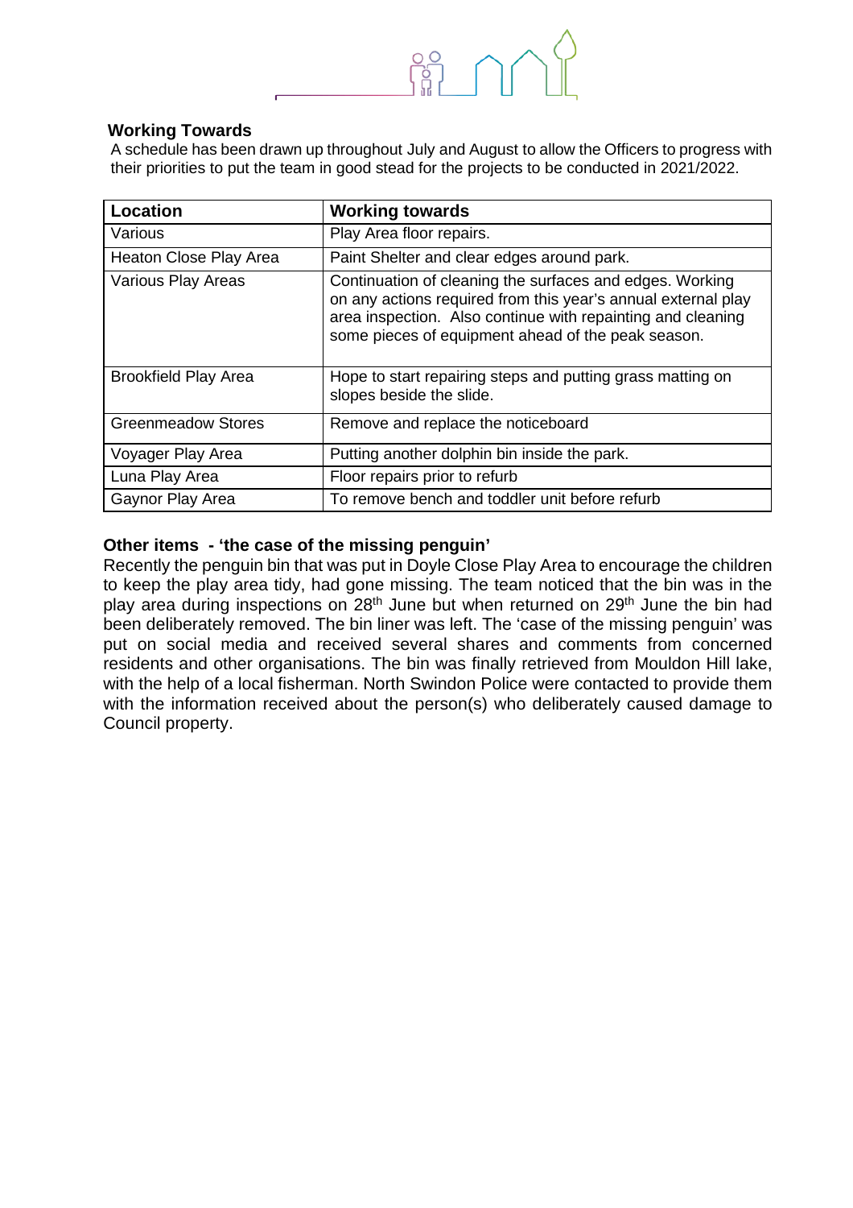### Working Towards

A schedule has been drawn up throughout July and August to allow the Officers to progress with their priorities to put the team in good stead for the projects to be conducted in 2021/2022.

| Location | Working towards |
| --- | --- |
| Various | Play Area floor repairs. |
| Heaton Close Play Area | Paint Shelter and clear edges around park. |
| Various Play Areas | Continuation of cleaning the surfaces and edges. Working on any actions required from this year's annual external play area inspection. Also continue with repainting and cleaning some pieces of equipment ahead of the peak season. |
| Brookfield Play Area | Hope to start repairing steps and putting grass matting on slopes beside the slide. |
| Greenmeadow Stores | Remove and replace the noticeboard |
| Voyager Play Area | Putting another dolphin bin inside the park. |
| Luna Play Area | Floor repairs prior to refurb |
| Gaynor Play Area | To remove bench and toddler unit before refurb |

### Other items - 'the case of the missing penguin'

Recently the penguin bin that was put in Doyle Close Play Area to encourage the children to keep the play area tidy, had gone missing. The team noticed that the bin was in the play area during inspections on 28th June but when returned on 29th June the bin had been deliberately removed. The bin liner was left. The 'case of the missing penguin' was put on social media and received several shares and comments from concerned residents and other organisations. The bin was finally retrieved from Mouldon Hill lake, with the help of a local fisherman. North Swindon Police were contacted to provide them with the information received about the person(s) who deliberately caused damage to Council property.